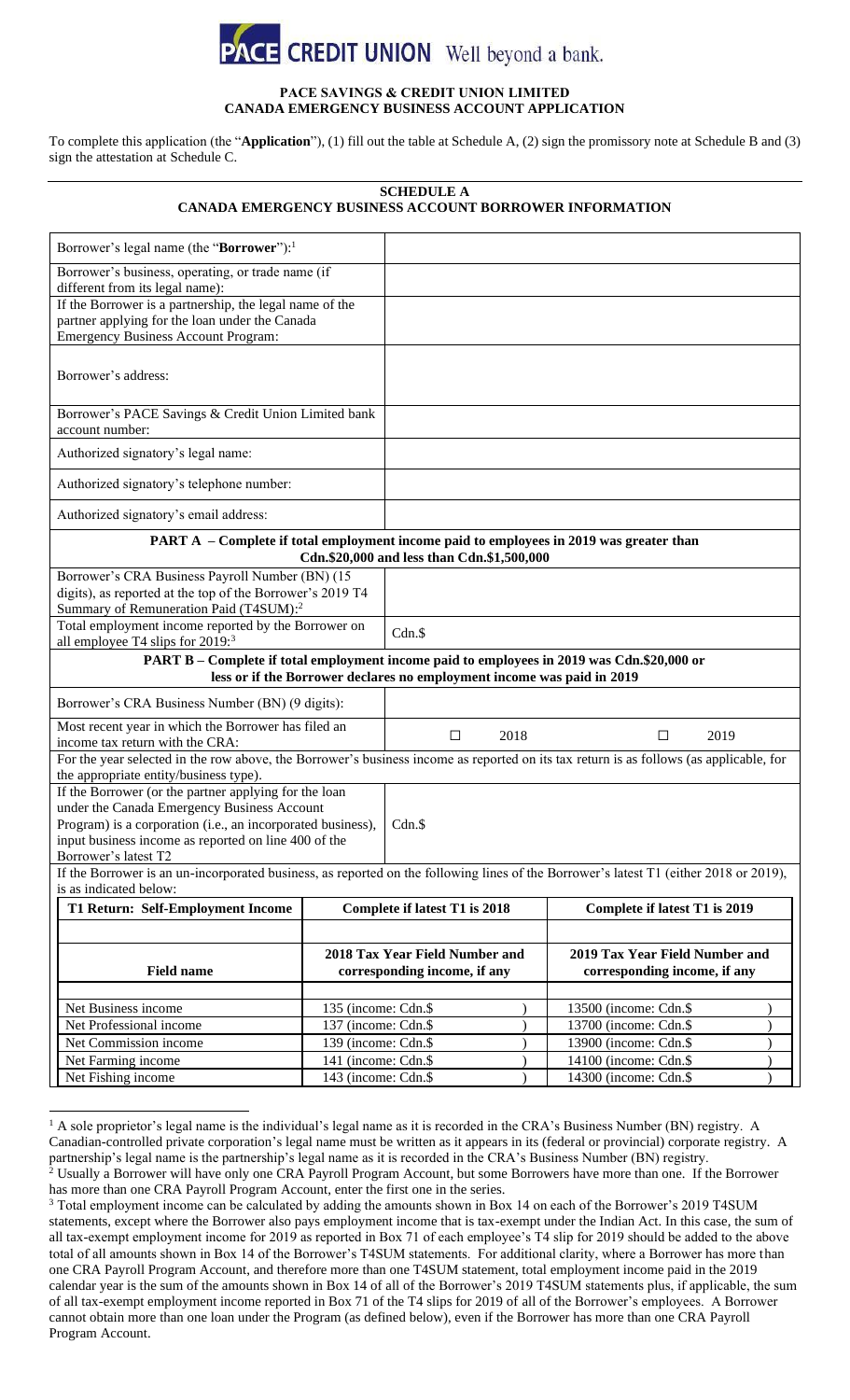PACE CREDIT UNION Well beyond a bank.

**PACE SAVINGS & CREDIT UNION LIMITED**
**CANADA EMERGENCY BUSINESS ACCOUNT APPLICATION**

To complete this application (the "**Application**"), (1) fill out the table at Schedule A, (2) sign the promissory note at Schedule B and (3) sign the attestation at Schedule C.

## SCHEDULE A
## CANADA EMERGENCY BUSINESS ACCOUNT BORROWER INFORMATION

| | | |
|---|---|---|
| Borrower's legal name (the "**Borrower**"):[1] | | |
| Borrower's business, operating, or trade name (if different from its legal name): | | |
| If the Borrower is a partnership, the legal name of the partner applying for the loan under the Canada Emergency Business Account Program: | | |
| Borrower's address: | | |
| Borrower's PACE Savings & Credit Union Limited bank account number: | | |
| Authorized signatory's legal name: | | |
| Authorized signatory's telephone number: | | |
| Authorized signatory's email address: | | |
| **PART A – Complete if total employment income paid to employees in 2019 was greater than Cdn.$20,000 and less than Cdn.$1,500,000** | | |
| Borrower's CRA Business Payroll Number (BN) (15 digits), as reported at the top of the Borrower's 2019 T4 Summary of Remuneration Paid (T4SUM):[2] | | |
| Total employment income reported by the Borrower on all employee T4 slips for 2019:[3] | Cdn.$ | |
| **PART B – Complete if total employment income paid to employees in 2019 was Cdn.$20,000 or less or if the Borrower declares no employment income was paid in 2019** | | |
| Borrower's CRA Business Number (BN) (9 digits): | | |
| Most recent year in which the Borrower has filed an income tax return with the CRA: | ☐ 2018 | ☐ 2019 |
| For the year selected in the row above, the Borrower's business income as reported on its tax return is as follows (as applicable, for the appropriate entity/business type). | | |
| If the Borrower (or the partner applying for the loan under the Canada Emergency Business Account Program) is a corporation (i.e., an incorporated business), input business income as reported on line 400 of the Borrower's latest T2 | Cdn.$ | |
| If the Borrower is an un-incorporated business, as reported on the following lines of the Borrower's latest T1 (either 2018 or 2019), is as indicated below: | | |
| **T1 Return: Self-Employment Income** | **Complete if latest T1 is 2018** | **Complete if latest T1 is 2019** |
| **Field name** | **2018 Tax Year Field Number and corresponding income, if any** | **2019 Tax Year Field Number and corresponding income, if any** |
| Net Business income | 135 (income: Cdn.$ ) | 13500 (income: Cdn.$ ) |
| Net Professional income | 137 (income: Cdn.$ ) | 13700 (income: Cdn.$ ) |
| Net Commission income | 139 (income: Cdn.$ ) | 13900 (income: Cdn.$ ) |
| Net Farming income | 141 (income: Cdn.$ ) | 14100 (income: Cdn.$ ) |
| Net Fishing income | 143 (income: Cdn.$ ) | 14300 (income: Cdn.$ ) |

---

[1] A sole proprietor's legal name is the individual's legal name as it is recorded in the CRA's Business Number (BN) registry. A Canadian-controlled private corporation's legal name must be written as it appears in its (federal or provincial) corporate registry. A partnership's legal name is the partnership's legal name as it is recorded in the CRA's Business Number (BN) registry.

[2] Usually a Borrower will have only one CRA Payroll Program Account, but some Borrowers have more than one. If the Borrower has more than one CRA Payroll Program Account, enter the first one in the series.

[3] Total employment income can be calculated by adding the amounts shown in Box 14 on each of the Borrower's 2019 T4SUM statements, except where the Borrower also pays employment income that is tax-exempt under the Indian Act. In this case, the sum of all tax-exempt employment income for 2019 as reported in Box 71 of each employee's T4 slip for 2019 should be added to the above total of all amounts shown in Box 14 of the Borrower's T4SUM statements. For additional clarity, where a Borrower has more than one CRA Payroll Program Account, and therefore more than one T4SUM statement, total employment income paid in the 2019 calendar year is the sum of the amounts shown in Box 14 of all of the Borrower's 2019 T4SUM statements plus, if applicable, the sum of all tax-exempt employment income reported in Box 71 of the T4 slips for 2019 of all of the Borrower's employees. A Borrower cannot obtain more than one loan under the Program (as defined below), even if the Borrower has more than one CRA Payroll Program Account.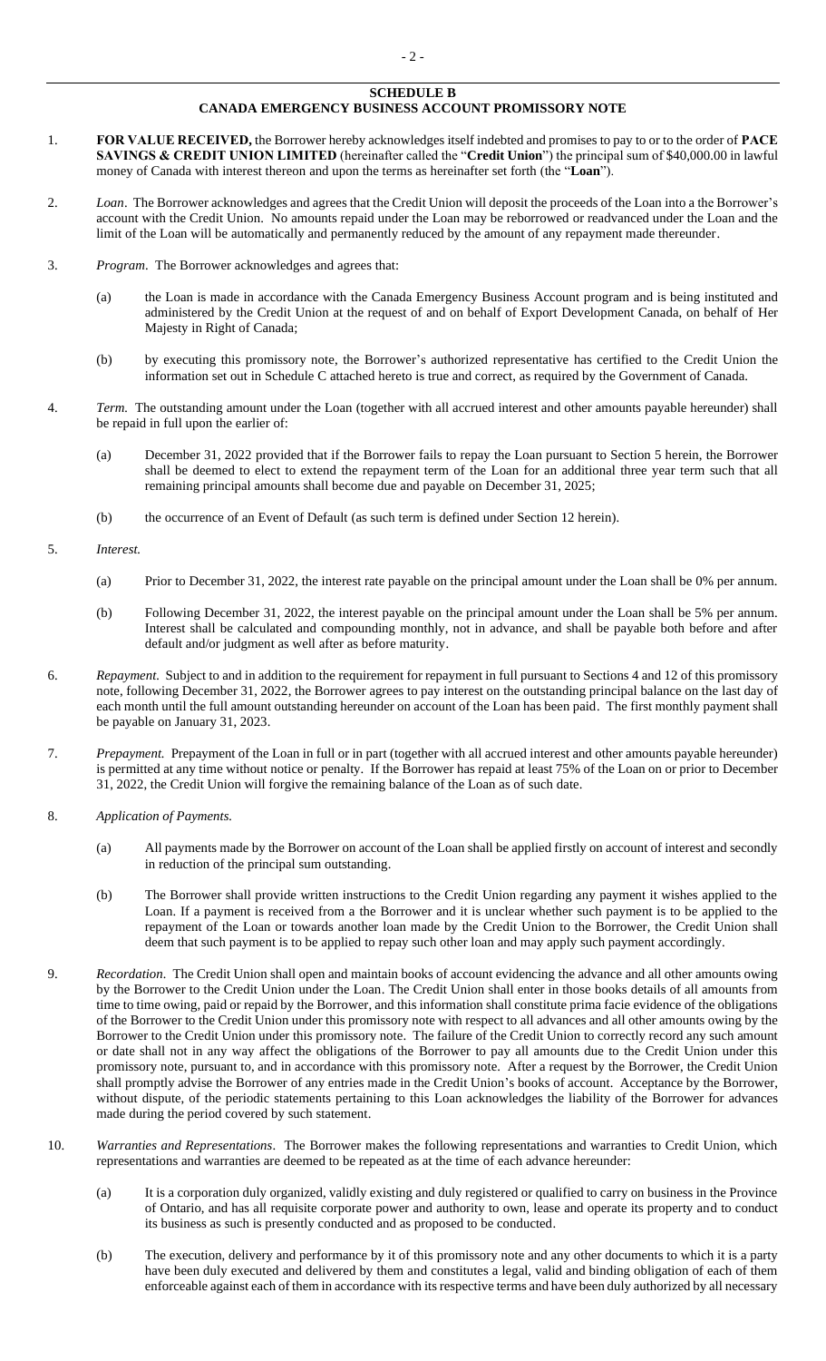## SCHEDULE B
## CANADA EMERGENCY BUSINESS ACCOUNT PROMISSORY NOTE

1. **FOR VALUE RECEIVED,** the Borrower hereby acknowledges itself indebted and promises to pay to or to the order of **PACE SAVINGS & CREDIT UNION LIMITED** (hereinafter called the "**Credit Union**") the principal sum of $40,000.00 in lawful money of Canada with interest thereon and upon the terms as hereinafter set forth (the "**Loan**").

2. *Loan*. The Borrower acknowledges and agrees that the Credit Union will deposit the proceeds of the Loan into a the Borrower's account with the Credit Union. No amounts repaid under the Loan may be reborrowed or readvanced under the Loan and the limit of the Loan will be automatically and permanently reduced by the amount of any repayment made thereunder.

3. *Program*. The Borrower acknowledges and agrees that:

   (a) the Loan is made in accordance with the Canada Emergency Business Account program and is being instituted and administered by the Credit Union at the request of and on behalf of Export Development Canada, on behalf of Her Majesty in Right of Canada;

   (b) by executing this promissory note, the Borrower's authorized representative has certified to the Credit Union the information set out in Schedule C attached hereto is true and correct, as required by the Government of Canada.

4. *Term.* The outstanding amount under the Loan (together with all accrued interest and other amounts payable hereunder) shall be repaid in full upon the earlier of:

   (a) December 31, 2022 provided that if the Borrower fails to repay the Loan pursuant to Section 5 herein, the Borrower shall be deemed to elect to extend the repayment term of the Loan for an additional three year term such that all remaining principal amounts shall become due and payable on December 31, 2025;

   (b) the occurrence of an Event of Default (as such term is defined under Section 12 herein).

5. *Interest.*

   (a) Prior to December 31, 2022, the interest rate payable on the principal amount under the Loan shall be 0% per annum.

   (b) Following December 31, 2022, the interest payable on the principal amount under the Loan shall be 5% per annum. Interest shall be calculated and compounding monthly, not in advance, and shall be payable both before and after default and/or judgment as well after as before maturity.

6. *Repayment.* Subject to and in addition to the requirement for repayment in full pursuant to Sections 4 and 12 of this promissory note, following December 31, 2022, the Borrower agrees to pay interest on the outstanding principal balance on the last day of each month until the full amount outstanding hereunder on account of the Loan has been paid. The first monthly payment shall be payable on January 31, 2023.

7. *Prepayment.* Prepayment of the Loan in full or in part (together with all accrued interest and other amounts payable hereunder) is permitted at any time without notice or penalty. If the Borrower has repaid at least 75% of the Loan on or prior to December 31, 2022, the Credit Union will forgive the remaining balance of the Loan as of such date.

8. *Application of Payments.*

   (a) All payments made by the Borrower on account of the Loan shall be applied firstly on account of interest and secondly in reduction of the principal sum outstanding.

   (b) The Borrower shall provide written instructions to the Credit Union regarding any payment it wishes applied to the Loan. If a payment is received from a the Borrower and it is unclear whether such payment is to be applied to the repayment of the Loan or towards another loan made by the Credit Union to the Borrower, the Credit Union shall deem that such payment is to be applied to repay such other loan and may apply such payment accordingly.

9. *Recordation.* The Credit Union shall open and maintain books of account evidencing the advance and all other amounts owing by the Borrower to the Credit Union under the Loan. The Credit Union shall enter in those books details of all amounts from time to time owing, paid or repaid by the Borrower, and this information shall constitute prima facie evidence of the obligations of the Borrower to the Credit Union under this promissory note with respect to all advances and all other amounts owing by the Borrower to the Credit Union under this promissory note. The failure of the Credit Union to correctly record any such amount or date shall not in any way affect the obligations of the Borrower to pay all amounts due to the Credit Union under this promissory note, pursuant to, and in accordance with this promissory note. After a request by the Borrower, the Credit Union shall promptly advise the Borrower of any entries made in the Credit Union's books of account. Acceptance by the Borrower, without dispute, of the periodic statements pertaining to this Loan acknowledges the liability of the Borrower for advances made during the period covered by such statement.

10. *Warranties and Representations*. The Borrower makes the following representations and warranties to Credit Union, which representations and warranties are deemed to be repeated as at the time of each advance hereunder:

    (a) It is a corporation duly organized, validly existing and duly registered or qualified to carry on business in the Province of Ontario, and has all requisite corporate power and authority to own, lease and operate its property and to conduct its business as such is presently conducted and as proposed to be conducted.

    (b) The execution, delivery and performance by it of this promissory note and any other documents to which it is a party have been duly executed and delivered by them and constitutes a legal, valid and binding obligation of each of them enforceable against each of them in accordance with its respective terms and have been duly authorized by all necessary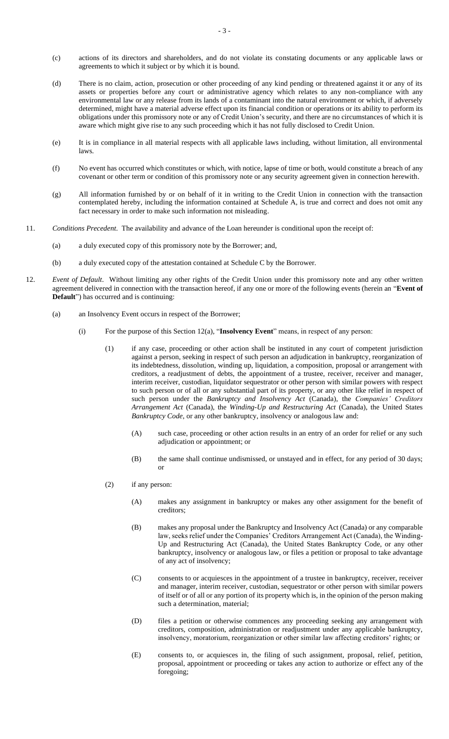(c) actions of its directors and shareholders, and do not violate its constating documents or any applicable laws or agreements to which it subject or by which it is bound.

(d) There is no claim, action, prosecution or other proceeding of any kind pending or threatened against it or any of its assets or properties before any court or administrative agency which relates to any non-compliance with any environmental law or any release from its lands of a contaminant into the natural environment or which, if adversely determined, might have a material adverse effect upon its financial condition or operations or its ability to perform its obligations under this promissory note or any of Credit Union's security, and there are no circumstances of which it is aware which might give rise to any such proceeding which it has not fully disclosed to Credit Union.

(e) It is in compliance in all material respects with all applicable laws including, without limitation, all environmental laws.

(f) No event has occurred which constitutes or which, with notice, lapse of time or both, would constitute a breach of any covenant or other term or condition of this promissory note or any security agreement given in connection herewith.

(g) All information furnished by or on behalf of it in writing to the Credit Union in connection with the transaction contemplated hereby, including the information contained at Schedule A, is true and correct and does not omit any fact necessary in order to make such information not misleading.

11. *Conditions Precedent*. The availability and advance of the Loan hereunder is conditional upon the receipt of:

(a) a duly executed copy of this promissory note by the Borrower; and,

(b) a duly executed copy of the attestation contained at Schedule C by the Borrower.

12. *Event of Default*. Without limiting any other rights of the Credit Union under this promissory note and any other written agreement delivered in connection with the transaction hereof, if any one or more of the following events (herein an "**Event of Default**") has occurred and is continuing:

(a) an Insolvency Event occurs in respect of the Borrower;

(i) For the purpose of this Section 12(a), "**Insolvency Event**" means, in respect of any person:

(1) if any case, proceeding or other action shall be instituted in any court of competent jurisdiction against a person, seeking in respect of such person an adjudication in bankruptcy, reorganization of its indebtedness, dissolution, winding up, liquidation, a composition, proposal or arrangement with creditors, a readjustment of debts, the appointment of a trustee, receiver, receiver and manager, interim receiver, custodian, liquidator sequestrator or other person with similar powers with respect to such person or of all or any substantial part of its property, or any other like relief in respect of such person under the *Bankruptcy and Insolvency Act* (Canada), the *Companies' Creditors Arrangement Act* (Canada), the *Winding-Up and Restructuring Act* (Canada), the United States *Bankruptcy Code*, or any other bankruptcy, insolvency or analogous law and:

(A) such case, proceeding or other action results in an entry of an order for relief or any such adjudication or appointment; or

(B) the same shall continue undismissed, or unstayed and in effect, for any period of 30 days; or

(2) if any person:

(A) makes any assignment in bankruptcy or makes any other assignment for the benefit of creditors;

(B) makes any proposal under the Bankruptcy and Insolvency Act (Canada) or any comparable law, seeks relief under the Companies' Creditors Arrangement Act (Canada), the Winding-Up and Restructuring Act (Canada), the United States Bankruptcy Code, or any other bankruptcy, insolvency or analogous law, or files a petition or proposal to take advantage of any act of insolvency;

(C) consents to or acquiesces in the appointment of a trustee in bankruptcy, receiver, receiver and manager, interim receiver, custodian, sequestrator or other person with similar powers of itself or of all or any portion of its property which is, in the opinion of the person making such a determination, material;

(D) files a petition or otherwise commences any proceeding seeking any arrangement with creditors, composition, administration or readjustment under any applicable bankruptcy, insolvency, moratorium, reorganization or other similar law affecting creditors' rights; or

(E) consents to, or acquiesces in, the filing of such assignment, proposal, relief, petition, proposal, appointment or proceeding or takes any action to authorize or effect any of the foregoing;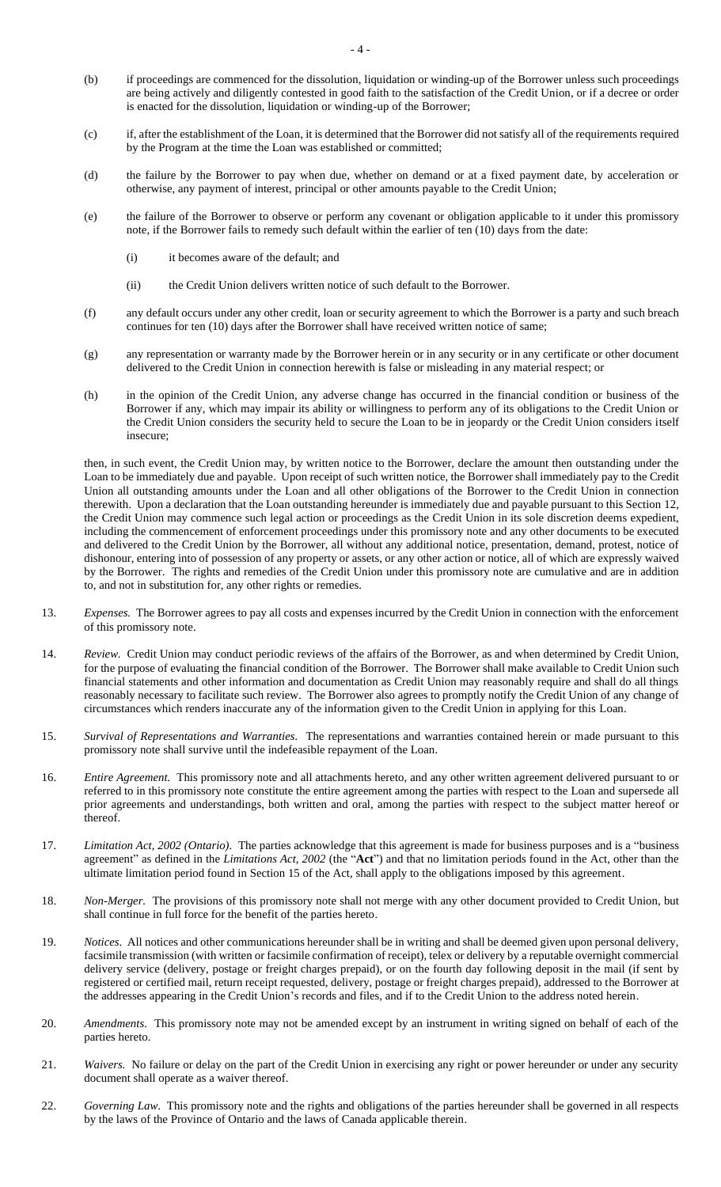(b) if proceedings are commenced for the dissolution, liquidation or winding-up of the Borrower unless such proceedings are being actively and diligently contested in good faith to the satisfaction of the Credit Union, or if a decree or order is enacted for the dissolution, liquidation or winding-up of the Borrower;

(c) if, after the establishment of the Loan, it is determined that the Borrower did not satisfy all of the requirements required by the Program at the time the Loan was established or committed;

(d) the failure by the Borrower to pay when due, whether on demand or at a fixed payment date, by acceleration or otherwise, any payment of interest, principal or other amounts payable to the Credit Union;

(e) the failure of the Borrower to observe or perform any covenant or obligation applicable to it under this promissory note, if the Borrower fails to remedy such default within the earlier of ten (10) days from the date:

   (i) it becomes aware of the default; and

   (ii) the Credit Union delivers written notice of such default to the Borrower.

(f) any default occurs under any other credit, loan or security agreement to which the Borrower is a party and such breach continues for ten (10) days after the Borrower shall have received written notice of same;

(g) any representation or warranty made by the Borrower herein or in any security or in any certificate or other document delivered to the Credit Union in connection herewith is false or misleading in any material respect; or

(h) in the opinion of the Credit Union, any adverse change has occurred in the financial condition or business of the Borrower if any, which may impair its ability or willingness to perform any of its obligations to the Credit Union or the Credit Union considers the security held to secure the Loan to be in jeopardy or the Credit Union considers itself insecure;

then, in such event, the Credit Union may, by written notice to the Borrower, declare the amount then outstanding under the Loan to be immediately due and payable. Upon receipt of such written notice, the Borrower shall immediately pay to the Credit Union all outstanding amounts under the Loan and all other obligations of the Borrower to the Credit Union in connection therewith. Upon a declaration that the Loan outstanding hereunder is immediately due and payable pursuant to this Section 12, the Credit Union may commence such legal action or proceedings as the Credit Union in its sole discretion deems expedient, including the commencement of enforcement proceedings under this promissory note and any other documents to be executed and delivered to the Credit Union by the Borrower, all without any additional notice, presentation, demand, protest, notice of dishonour, entering into of possession of any property or assets, or any other action or notice, all of which are expressly waived by the Borrower. The rights and remedies of the Credit Union under this promissory note are cumulative and are in addition to, and not in substitution for, any other rights or remedies.

13. *Expenses.* The Borrower agrees to pay all costs and expenses incurred by the Credit Union in connection with the enforcement of this promissory note.

14. *Review.* Credit Union may conduct periodic reviews of the affairs of the Borrower, as and when determined by Credit Union, for the purpose of evaluating the financial condition of the Borrower. The Borrower shall make available to Credit Union such financial statements and other information and documentation as Credit Union may reasonably require and shall do all things reasonably necessary to facilitate such review. The Borrower also agrees to promptly notify the Credit Union of any change of circumstances which renders inaccurate any of the information given to the Credit Union in applying for this Loan.

15. *Survival of Representations and Warranties.* The representations and warranties contained herein or made pursuant to this promissory note shall survive until the indefeasible repayment of the Loan.

16. *Entire Agreement.* This promissory note and all attachments hereto, and any other written agreement delivered pursuant to or referred to in this promissory note constitute the entire agreement among the parties with respect to the Loan and supersede all prior agreements and understandings, both written and oral, among the parties with respect to the subject matter hereof or thereof.

17. *Limitation Act, 2002 (Ontario).* The parties acknowledge that this agreement is made for business purposes and is a "business agreement" as defined in the *Limitations Act, 2002* (the "**Act**") and that no limitation periods found in the Act, other than the ultimate limitation period found in Section 15 of the Act, shall apply to the obligations imposed by this agreement.

18. *Non-Merger.* The provisions of this promissory note shall not merge with any other document provided to Credit Union, but shall continue in full force for the benefit of the parties hereto.

19. *Notices.* All notices and other communications hereunder shall be in writing and shall be deemed given upon personal delivery, facsimile transmission (with written or facsimile confirmation of receipt), telex or delivery by a reputable overnight commercial delivery service (delivery, postage or freight charges prepaid), or on the fourth day following deposit in the mail (if sent by registered or certified mail, return receipt requested, delivery, postage or freight charges prepaid), addressed to the Borrower at the addresses appearing in the Credit Union's records and files, and if to the Credit Union to the address noted herein.

20. *Amendments.* This promissory note may not be amended except by an instrument in writing signed on behalf of each of the parties hereto.

21. *Waivers.* No failure or delay on the part of the Credit Union in exercising any right or power hereunder or under any security document shall operate as a waiver thereof.

22. *Governing Law.* This promissory note and the rights and obligations of the parties hereunder shall be governed in all respects by the laws of the Province of Ontario and the laws of Canada applicable therein.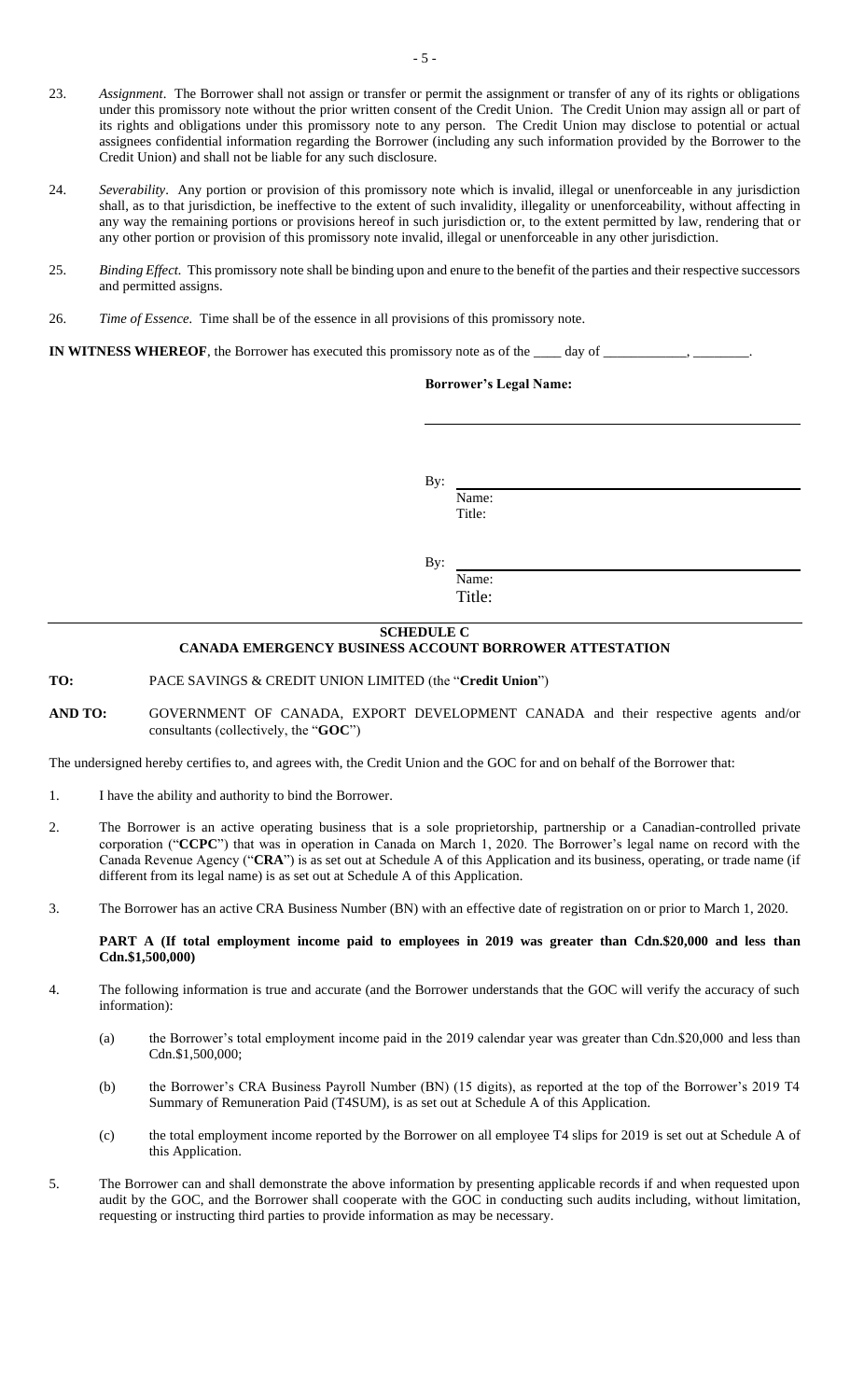23. *Assignment*. The Borrower shall not assign or transfer or permit the assignment or transfer of any of its rights or obligations under this promissory note without the prior written consent of the Credit Union. The Credit Union may assign all or part of its rights and obligations under this promissory note to any person. The Credit Union may disclose to potential or actual assignees confidential information regarding the Borrower (including any such information provided by the Borrower to the Credit Union) and shall not be liable for any such disclosure.

24. *Severability*. Any portion or provision of this promissory note which is invalid, illegal or unenforceable in any jurisdiction shall, as to that jurisdiction, be ineffective to the extent of such invalidity, illegality or unenforceability, without affecting in any way the remaining portions or provisions hereof in such jurisdiction or, to the extent permitted by law, rendering that or any other portion or provision of this promissory note invalid, illegal or unenforceable in any other jurisdiction.

25. *Binding Effect*. This promissory note shall be binding upon and enure to the benefit of the parties and their respective successors and permitted assigns.

26. *Time of Essence*. Time shall be of the essence in all provisions of this promissory note.

**IN WITNESS WHEREOF**, the Borrower has executed this promissory note as of the ____ day of ___________, ________.

**Borrower's Legal Name:**

______________________________

By: ______________________________
Name:
Title:

By: ______________________________
Name:
Title:

## SCHEDULE C
## CANADA EMERGENCY BUSINESS ACCOUNT BORROWER ATTESTATION

**TO:** PACE SAVINGS & CREDIT UNION LIMITED (the "**Credit Union**")

**AND TO:** GOVERNMENT OF CANADA, EXPORT DEVELOPMENT CANADA and their respective agents and/or consultants (collectively, the "**GOC**")

The undersigned hereby certifies to, and agrees with, the Credit Union and the GOC for and on behalf of the Borrower that:

1. I have the ability and authority to bind the Borrower.

2. The Borrower is an active operating business that is a sole proprietorship, partnership or a Canadian-controlled private corporation ("**CCPC**") that was in operation in Canada on March 1, 2020. The Borrower's legal name on record with the Canada Revenue Agency ("**CRA**") is as set out at Schedule A of this Application and its business, operating, or trade name (if different from its legal name) is as set out at Schedule A of this Application.

3. The Borrower has an active CRA Business Number (BN) with an effective date of registration on or prior to March 1, 2020.

**PART A (If total employment income paid to employees in 2019 was greater than Cdn.$20,000 and less than Cdn.$1,500,000)**

4. The following information is true and accurate (and the Borrower understands that the GOC will verify the accuracy of such information):

   (a) the Borrower's total employment income paid in the 2019 calendar year was greater than Cdn.$20,000 and less than Cdn.$1,500,000;

   (b) the Borrower's CRA Business Payroll Number (BN) (15 digits), as reported at the top of the Borrower's 2019 T4 Summary of Remuneration Paid (T4SUM), is as set out at Schedule A of this Application.

   (c) the total employment income reported by the Borrower on all employee T4 slips for 2019 is set out at Schedule A of this Application.

5. The Borrower can and shall demonstrate the above information by presenting applicable records if and when requested upon audit by the GOC, and the Borrower shall cooperate with the GOC in conducting such audits including, without limitation, requesting or instructing third parties to provide information as may be necessary.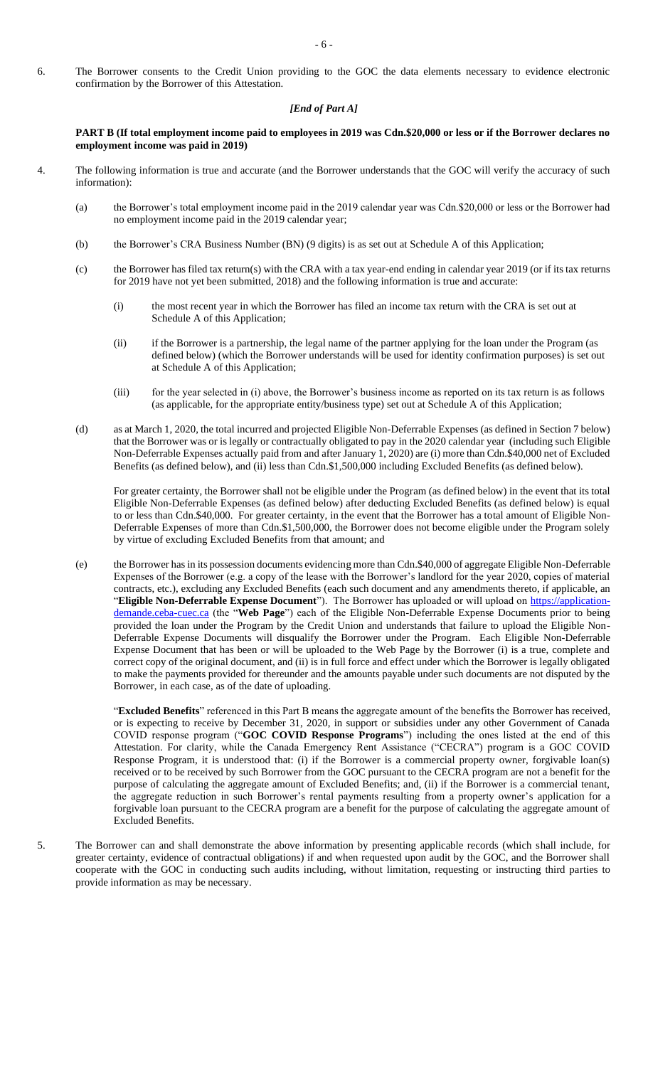6. The Borrower consents to the Credit Union providing to the GOC the data elements necessary to evidence electronic confirmation by the Borrower of this Attestation.

*[End of Part A]*

**PART B (If total employment income paid to employees in 2019 was Cdn.$20,000 or less or if the Borrower declares no employment income was paid in 2019)**

4. The following information is true and accurate (and the Borrower understands that the GOC will verify the accuracy of such information):

   (a) the Borrower's total employment income paid in the 2019 calendar year was Cdn.$20,000 or less or the Borrower had no employment income paid in the 2019 calendar year;

   (b) the Borrower's CRA Business Number (BN) (9 digits) is as set out at Schedule A of this Application;

   (c) the Borrower has filed tax return(s) with the CRA with a tax year-end ending in calendar year 2019 (or if its tax returns for 2019 have not yet been submitted, 2018) and the following information is true and accurate:

      (i) the most recent year in which the Borrower has filed an income tax return with the CRA is set out at Schedule A of this Application;

      (ii) if the Borrower is a partnership, the legal name of the partner applying for the loan under the Program (as defined below) (which the Borrower understands will be used for identity confirmation purposes) is set out at Schedule A of this Application;

      (iii) for the year selected in (i) above, the Borrower's business income as reported on its tax return is as follows (as applicable, for the appropriate entity/business type) set out at Schedule A of this Application;

   (d) as at March 1, 2020, the total incurred and projected Eligible Non-Deferrable Expenses (as defined in Section 7 below) that the Borrower was or is legally or contractually obligated to pay in the 2020 calendar year (including such Eligible Non-Deferrable Expenses actually paid from and after January 1, 2020) are (i) more than Cdn.$40,000 net of Excluded Benefits (as defined below), and (ii) less than Cdn.$1,500,000 including Excluded Benefits (as defined below).

   For greater certainty, the Borrower shall not be eligible under the Program (as defined below) in the event that its total Eligible Non-Deferrable Expenses (as defined below) after deducting Excluded Benefits (as defined below) is equal to or less than Cdn.$40,000. For greater certainty, in the event that the Borrower has a total amount of Eligible Non-Deferrable Expenses of more than Cdn.$1,500,000, the Borrower does not become eligible under the Program solely by virtue of excluding Excluded Benefits from that amount; and

   (e) the Borrower has in its possession documents evidencing more than Cdn.$40,000 of aggregate Eligible Non-Deferrable Expenses of the Borrower (e.g. a copy of the lease with the Borrower's landlord for the year 2020, copies of material contracts, etc.), excluding any Excluded Benefits (each such document and any amendments thereto, if applicable, an "**Eligible Non-Deferrable Expense Document**"). The Borrower has uploaded or will upload on https://application-demande.ceba-cuec.ca (the "**Web Page**") each of the Eligible Non-Deferrable Expense Documents prior to being provided the loan under the Program by the Credit Union and understands that failure to upload the Eligible Non-Deferrable Expense Documents will disqualify the Borrower under the Program. Each Eligible Non-Deferrable Expense Document that has been or will be uploaded to the Web Page by the Borrower (i) is a true, complete and correct copy of the original document, and (ii) is in full force and effect under which the Borrower is legally obligated to make the payments provided for thereunder and the amounts payable under such documents are not disputed by the Borrower, in each case, as of the date of uploading.

   "**Excluded Benefits**" referenced in this Part B means the aggregate amount of the benefits the Borrower has received, or is expecting to receive by December 31, 2020, in support or subsidies under any other Government of Canada COVID response program ("**GOC COVID Response Programs**") including the ones listed at the end of this Attestation. For clarity, while the Canada Emergency Rent Assistance ("CECRA") program is a GOC COVID Response Program, it is understood that: (i) if the Borrower is a commercial property owner, forgivable loan(s) received or to be received by such Borrower from the GOC pursuant to the CECRA program are not a benefit for the purpose of calculating the aggregate amount of Excluded Benefits; and, (ii) if the Borrower is a commercial tenant, the aggregate reduction in such Borrower's rental payments resulting from a property owner's application for a forgivable loan pursuant to the CECRA program are a benefit for the purpose of calculating the aggregate amount of Excluded Benefits.

5. The Borrower can and shall demonstrate the above information by presenting applicable records (which shall include, for greater certainty, evidence of contractual obligations) if and when requested upon audit by the GOC, and the Borrower shall cooperate with the GOC in conducting such audits including, without limitation, requesting or instructing third parties to provide information as may be necessary.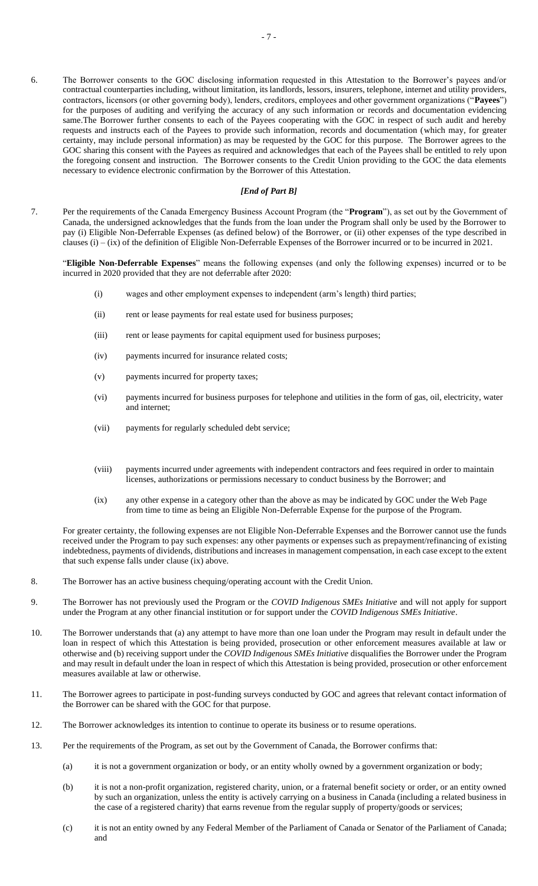6. The Borrower consents to the GOC disclosing information requested in this Attestation to the Borrower's payees and/or contractual counterparties including, without limitation, its landlords, lessors, insurers, telephone, internet and utility providers, contractors, licensors (or other governing body), lenders, creditors, employees and other government organizations ("**Payees**") for the purposes of auditing and verifying the accuracy of any such information or records and documentation evidencing same.The Borrower further consents to each of the Payees cooperating with the GOC in respect of such audit and hereby requests and instructs each of the Payees to provide such information, records and documentation (which may, for greater certainty, may include personal information) as may be requested by the GOC for this purpose. The Borrower agrees to the GOC sharing this consent with the Payees as required and acknowledges that each of the Payees shall be entitled to rely upon the foregoing consent and instruction. The Borrower consents to the Credit Union providing to the GOC the data elements necessary to evidence electronic confirmation by the Borrower of this Attestation.

***[End of Part B]***

7. Per the requirements of the Canada Emergency Business Account Program (the "**Program**"), as set out by the Government of Canada, the undersigned acknowledges that the funds from the loan under the Program shall only be used by the Borrower to pay (i) Eligible Non-Deferrable Expenses (as defined below) of the Borrower, or (ii) other expenses of the type described in clauses (i) – (ix) of the definition of Eligible Non-Deferrable Expenses of the Borrower incurred or to be incurred in 2021.

   "**Eligible Non-Deferrable Expenses**" means the following expenses (and only the following expenses) incurred or to be incurred in 2020 provided that they are not deferrable after 2020:

   (i) wages and other employment expenses to independent (arm's length) third parties;

   (ii) rent or lease payments for real estate used for business purposes;

   (iii) rent or lease payments for capital equipment used for business purposes;

   (iv) payments incurred for insurance related costs;

   (v) payments incurred for property taxes;

   (vi) payments incurred for business purposes for telephone and utilities in the form of gas, oil, electricity, water and internet;

   (vii) payments for regularly scheduled debt service;

   (viii) payments incurred under agreements with independent contractors and fees required in order to maintain licenses, authorizations or permissions necessary to conduct business by the Borrower; and

   (ix) any other expense in a category other than the above as may be indicated by GOC under the Web Page from time to time as being an Eligible Non-Deferrable Expense for the purpose of the Program.

   For greater certainty, the following expenses are not Eligible Non-Deferrable Expenses and the Borrower cannot use the funds received under the Program to pay such expenses: any other payments or expenses such as prepayment/refinancing of existing indebtedness, payments of dividends, distributions and increases in management compensation, in each case except to the extent that such expense falls under clause (ix) above.

8. The Borrower has an active business chequing/operating account with the Credit Union.

9. The Borrower has not previously used the Program or the *COVID Indigenous SMEs Initiative* and will not apply for support under the Program at any other financial institution or for support under the *COVID Indigenous SMEs Initiative*.

10. The Borrower understands that (a) any attempt to have more than one loan under the Program may result in default under the loan in respect of which this Attestation is being provided, prosecution or other enforcement measures available at law or otherwise and (b) receiving support under the *COVID Indigenous SMEs Initiative* disqualifies the Borrower under the Program and may result in default under the loan in respect of which this Attestation is being provided, prosecution or other enforcement measures available at law or otherwise.

11. The Borrower agrees to participate in post-funding surveys conducted by GOC and agrees that relevant contact information of the Borrower can be shared with the GOC for that purpose.

12. The Borrower acknowledges its intention to continue to operate its business or to resume operations.

13. Per the requirements of the Program, as set out by the Government of Canada, the Borrower confirms that:

   (a) it is not a government organization or body, or an entity wholly owned by a government organization or body;

   (b) it is not a non-profit organization, registered charity, union, or a fraternal benefit society or order, or an entity owned by such an organization, unless the entity is actively carrying on a business in Canada (including a related business in the case of a registered charity) that earns revenue from the regular supply of property/goods or services;

   (c) it is not an entity owned by any Federal Member of the Parliament of Canada or Senator of the Parliament of Canada; and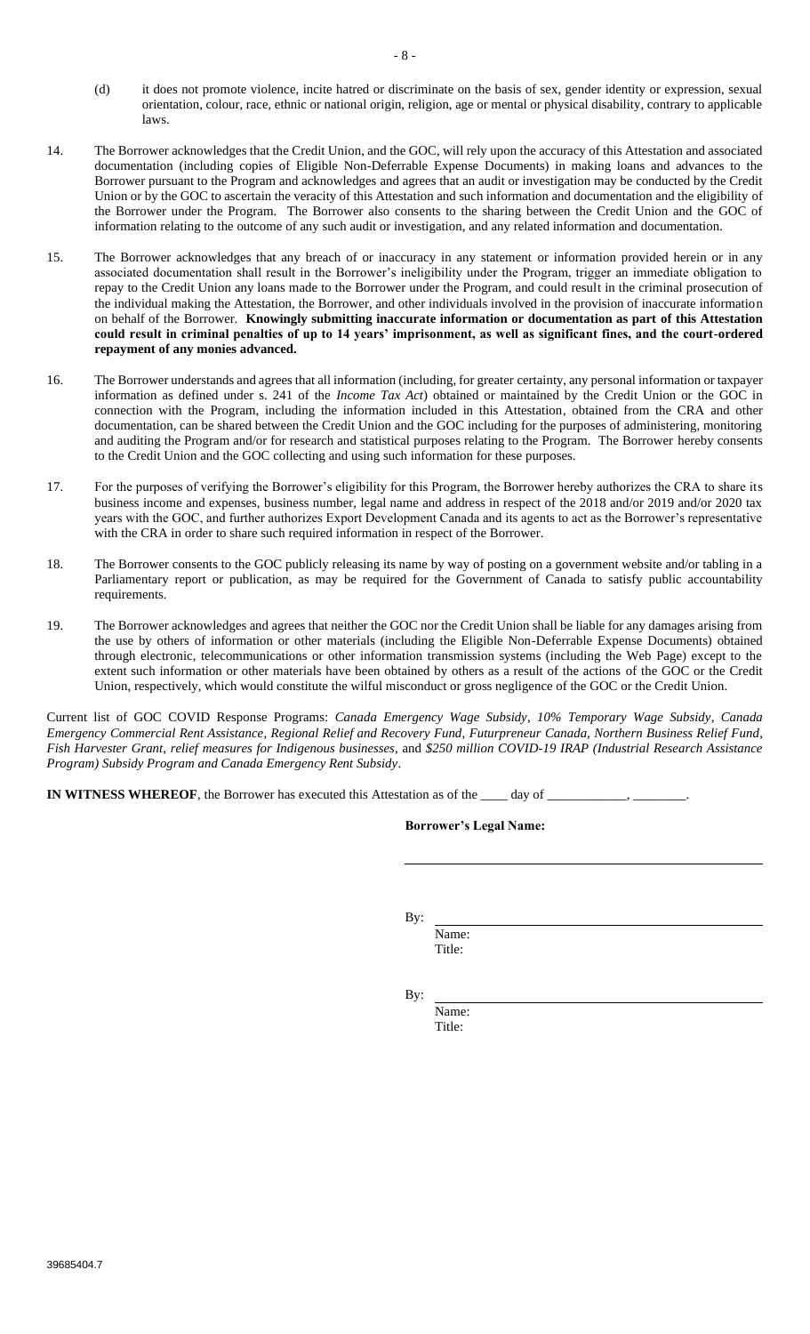(d) it does not promote violence, incite hatred or discriminate on the basis of sex, gender identity or expression, sexual orientation, colour, race, ethnic or national origin, religion, age or mental or physical disability, contrary to applicable laws.

14. The Borrower acknowledges that the Credit Union, and the GOC, will rely upon the accuracy of this Attestation and associated documentation (including copies of Eligible Non-Deferrable Expense Documents) in making loans and advances to the Borrower pursuant to the Program and acknowledges and agrees that an audit or investigation may be conducted by the Credit Union or by the GOC to ascertain the veracity of this Attestation and such information and documentation and the eligibility of the Borrower under the Program. The Borrower also consents to the sharing between the Credit Union and the GOC of information relating to the outcome of any such audit or investigation, and any related information and documentation.

15. The Borrower acknowledges that any breach of or inaccuracy in any statement or information provided herein or in any associated documentation shall result in the Borrower's ineligibility under the Program, trigger an immediate obligation to repay to the Credit Union any loans made to the Borrower under the Program, and could result in the criminal prosecution of the individual making the Attestation, the Borrower, and other individuals involved in the provision of inaccurate information on behalf of the Borrower. **Knowingly submitting inaccurate information or documentation as part of this Attestation could result in criminal penalties of up to 14 years' imprisonment, as well as significant fines, and the court-ordered repayment of any monies advanced.**

16. The Borrower understands and agrees that all information (including, for greater certainty, any personal information or taxpayer information as defined under s. 241 of the *Income Tax Act*) obtained or maintained by the Credit Union or the GOC in connection with the Program, including the information included in this Attestation, obtained from the CRA and other documentation, can be shared between the Credit Union and the GOC including for the purposes of administering, monitoring and auditing the Program and/or for research and statistical purposes relating to the Program. The Borrower hereby consents to the Credit Union and the GOC collecting and using such information for these purposes.

17. For the purposes of verifying the Borrower's eligibility for this Program, the Borrower hereby authorizes the CRA to share its business income and expenses, business number, legal name and address in respect of the 2018 and/or 2019 and/or 2020 tax years with the GOC, and further authorizes Export Development Canada and its agents to act as the Borrower's representative with the CRA in order to share such required information in respect of the Borrower.

18. The Borrower consents to the GOC publicly releasing its name by way of posting on a government website and/or tabling in a Parliamentary report or publication, as may be required for the Government of Canada to satisfy public accountability requirements.

19. The Borrower acknowledges and agrees that neither the GOC nor the Credit Union shall be liable for any damages arising from the use by others of information or other materials (including the Eligible Non-Deferrable Expense Documents) obtained through electronic, telecommunications or other information transmission systems (including the Web Page) except to the extent such information or other materials have been obtained by others as a result of the actions of the GOC or the Credit Union, respectively, which would constitute the wilful misconduct or gross negligence of the GOC or the Credit Union.

Current list of GOC COVID Response Programs: *Canada Emergency Wage Subsidy*, *10% Temporary Wage Subsidy*, *Canada Emergency Commercial Rent Assistance*, *Regional Relief and Recovery Fund*, *Futurpreneur Canada*, *Northern Business Relief Fund*, *Fish Harvester Grant*, *relief measures for Indigenous businesses*, and *$250 million COVID-19 IRAP (Industrial Research Assistance Program) Subsidy Program and Canada Emergency Rent Subsidy*.

**IN WITNESS WHEREOF**, the Borrower has executed this Attestation as of the ____ day of ___________, ________.

**Borrower's Legal Name:**

______________________________________

By: ______________________________________
Name:
Title:

By: ______________________________________
Name:
Title:

39685404.7